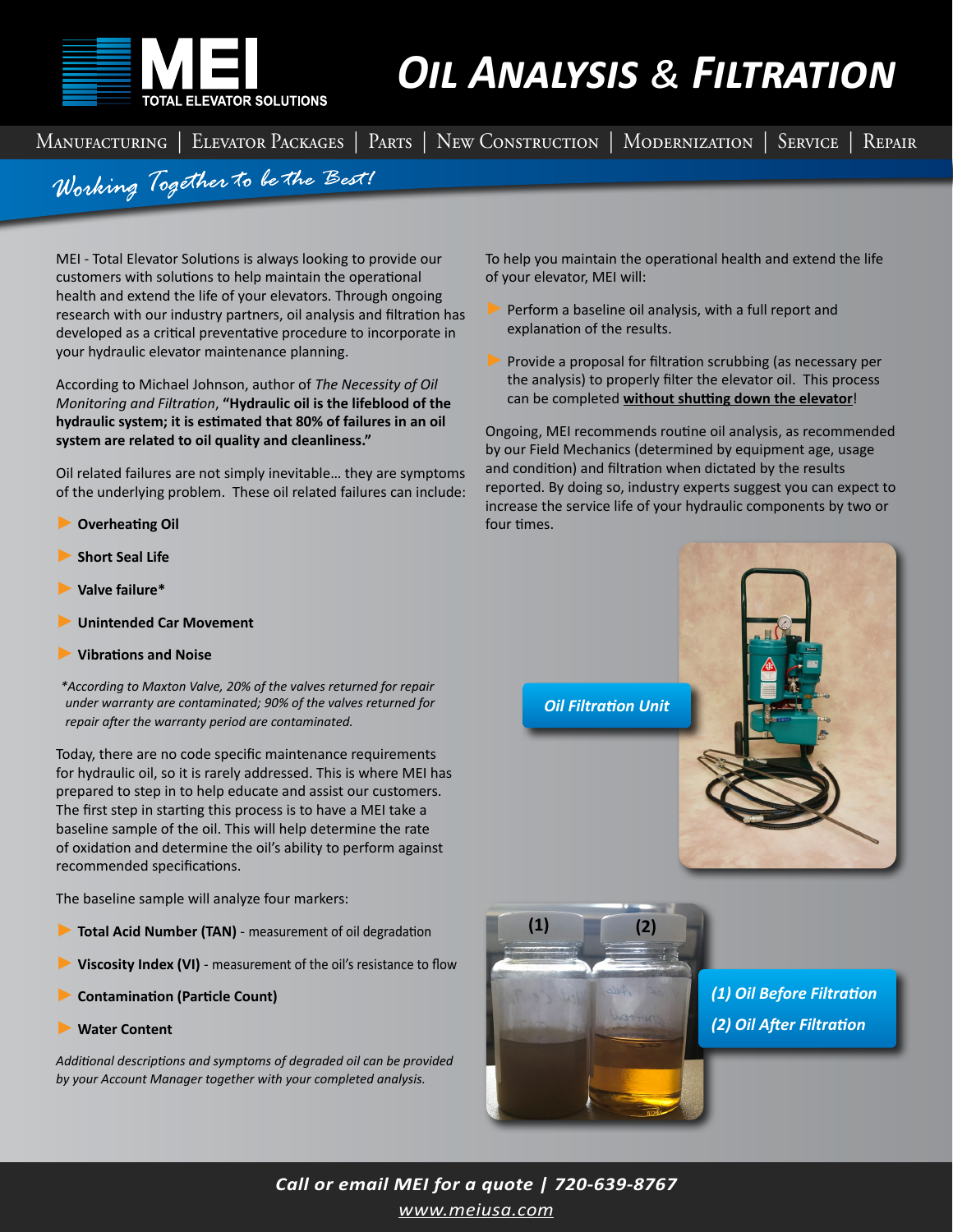# MEI TOTAL ELEVATOR SOLUTIONS

# *Oil Analysis & Filtration*

Manufacturing | Elevator Packages | Parts | New Construction | Modernization | Service | Repair

*Working Together to be the Best!*

MEI - Total Elevator Solutions is always looking to provide our customers with solutions to help maintain the operational health and extend the life of your elevators. Through ongoing research with our industry partners, oil analysis and filtration has developed as a critical preventative procedure to incorporate in your hydraulic elevator maintenance planning.

According to Michael Johnson, author of *The Necessity of Oil Monitoring and Filtration*, **"Hydraulic oil is the lifeblood of the hydraulic system; it is estimated that 80% of failures in an oil system are related to oil quality and cleanliness."**

Oil related failures are not simply inevitable… they are symptoms of the underlying problem. These oil related failures can include:

- **Overheating Oil**
- **Short Seal Life**
- **Valve failure***
- **Unintended Car Movement**
- **Vibrations and Noise**

**According to Maxton Valve, 20% of the valves returned for repair under warranty are contaminated; 90% of the valves returned for repair after the warranty period are contaminated.*

Today, there are no code specific maintenance requirements for hydraulic oil, so it is rarely addressed. This is where MEI has prepared to step in to help educate and assist our customers. The first step in starting this process is to have a MEI take a baseline sample of the oil. This will help determine the rate of oxidation and determine the oil's ability to perform against recommended specifications.

The baseline sample will analyze four markers:

- **Total Acid Number (TAN)** - measurement of oil degradation
- **Viscosity Index (VI)** - measurement of the oil's resistance to flow
- **Contamination (Particle Count)**
- **Water Content**

*Additional descriptions and symptoms of degraded oil can be provided by your Account Manager together with your completed analysis.*

To help you maintain the operational health and extend the life of your elevator, MEI will:

- Perform a baseline oil analysis, with a full report and explanation of the results.
- Provide a proposal for filtration scrubbing (as necessary per the analysis) to properly filter the elevator oil. This process can be completed **without shutting down the elevator**!

Ongoing, MEI recommends routine oil analysis, as recommended by our Field Mechanics (determined by equipment age, usage and condition) and filtration when dictated by the results reported. By doing so, industry experts suggest you can expect to increase the service life of your hydraulic components by two or four times.

*Oil Filtration Unit*

*(1) Oil Before Filtration*
*(2) Oil After Filtration*

***Call or email MEI for a quote | 720-639-8767***

www.meiusa.com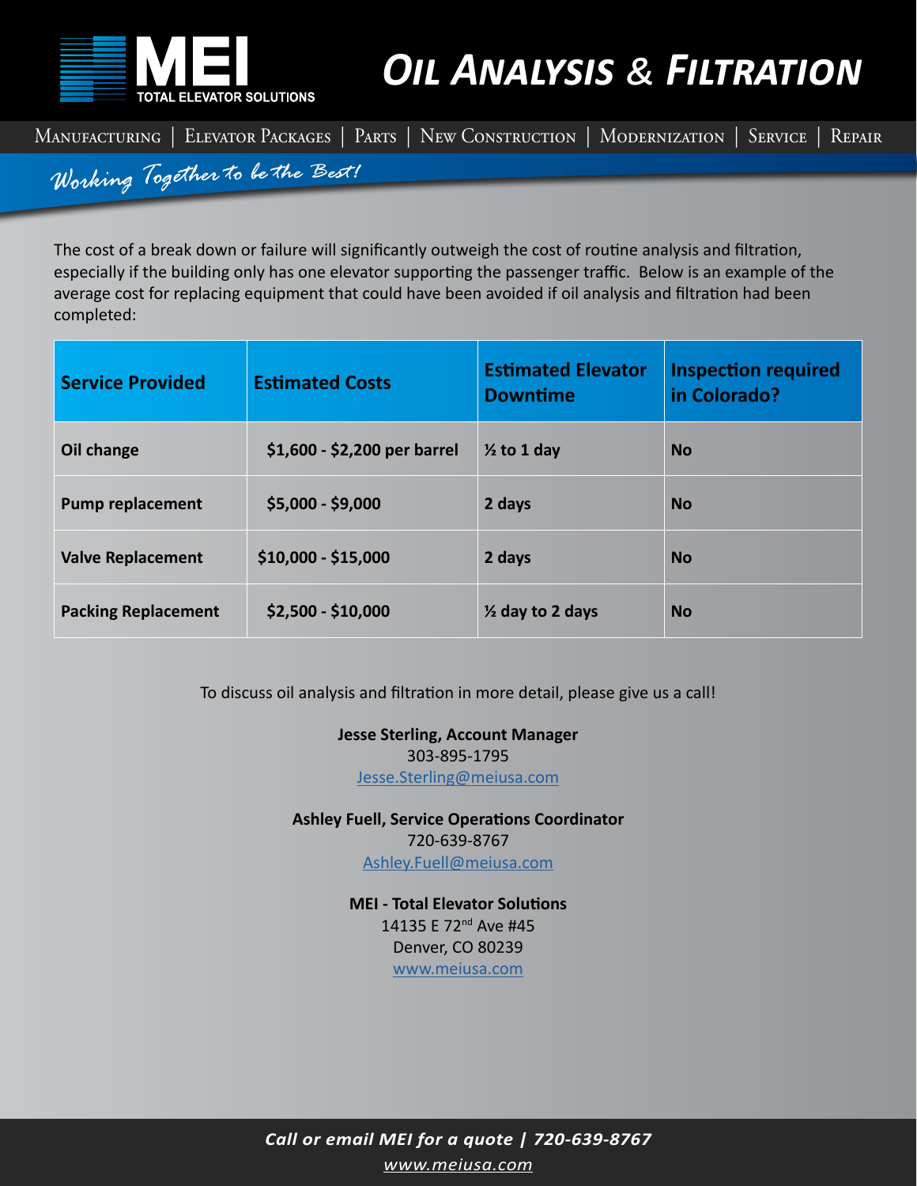# MEI TOTAL ELEVATOR SOLUTIONS

# *Oil Analysis & Filtration*

Manufacturing | Elevator Packages | Parts | New Construction | Modernization | Service | Repair

*Working Together to be the Best!*

The cost of a break down or failure will significantly outweigh the cost of routine analysis and filtration, especially if the building only has one elevator supporting the passenger traffic. Below is an example of the average cost for replacing equipment that could have been avoided if oil analysis and filtration had been completed:

| Service Provided | Estimated Costs | Estimated Elevator Downtime | Inspection required in Colorado? |
|---|---|---|---|
| **Oil change** | **$1,600 - $2,200 per barrel** | **½ to 1 day** | **No** |
| **Pump replacement** | **$5,000 - $9,000** | **2 days** | **No** |
| **Valve Replacement** | **$10,000 - $15,000** | **2 days** | **No** |
| **Packing Replacement** | **$2,500 - $10,000** | **½ day to 2 days** | **No** |

To discuss oil analysis and filtration in more detail, please give us a call!

**Jesse Sterling, Account Manager**
303-895-1795
Jesse.Sterling@meiusa.com

**Ashley Fuell, Service Operations Coordinator**
720-639-8767
Ashley.Fuell@meiusa.com

**MEI - Total Elevator Solutions**
14135 E 72nd Ave #45
Denver, CO 80239
www.meiusa.com

***Call or email MEI for a quote | 720-639-8767***
*www.meiusa.com*